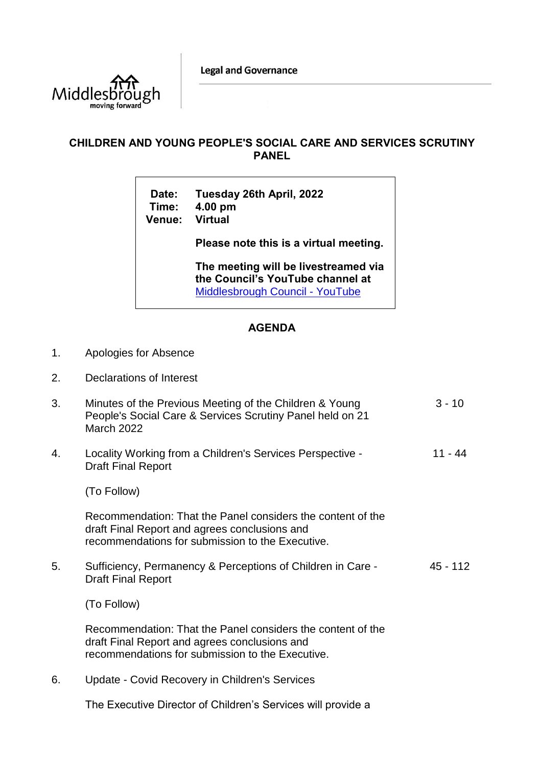Legal and Governance

# CHILDREN AND YOUNG PEOPLE'S SOCIAL CARE AND SERVICES SCRUTINY PANEL

**Date:** Tuesday 26th April, 2022
**Time:** 4.00 pm
**Venue:** Virtual

**Please note this is a virtual meeting.**

**The meeting will be livestreamed via the Council's YouTube channel at** [Middlesbrough Council - YouTube]

## AGENDA

1. Apologies for Absence

2. Declarations of Interest

3. Minutes of the Previous Meeting of the Children & Young People's Social Care & Services Scrutiny Panel held on 21 March 2022 — 3 - 10

4. Locality Working from a Children's Services Perspective - Draft Final Report — 11 - 44

   (To Follow)

   Recommendation: That the Panel considers the content of the draft Final Report and agrees conclusions and recommendations for submission to the Executive.

5. Sufficiency, Permanency & Perceptions of Children in Care - Draft Final Report — 45 - 112

   (To Follow)

   Recommendation: That the Panel considers the content of the draft Final Report and agrees conclusions and recommendations for submission to the Executive.

6. Update - Covid Recovery in Children's Services

   The Executive Director of Children's Services will provide a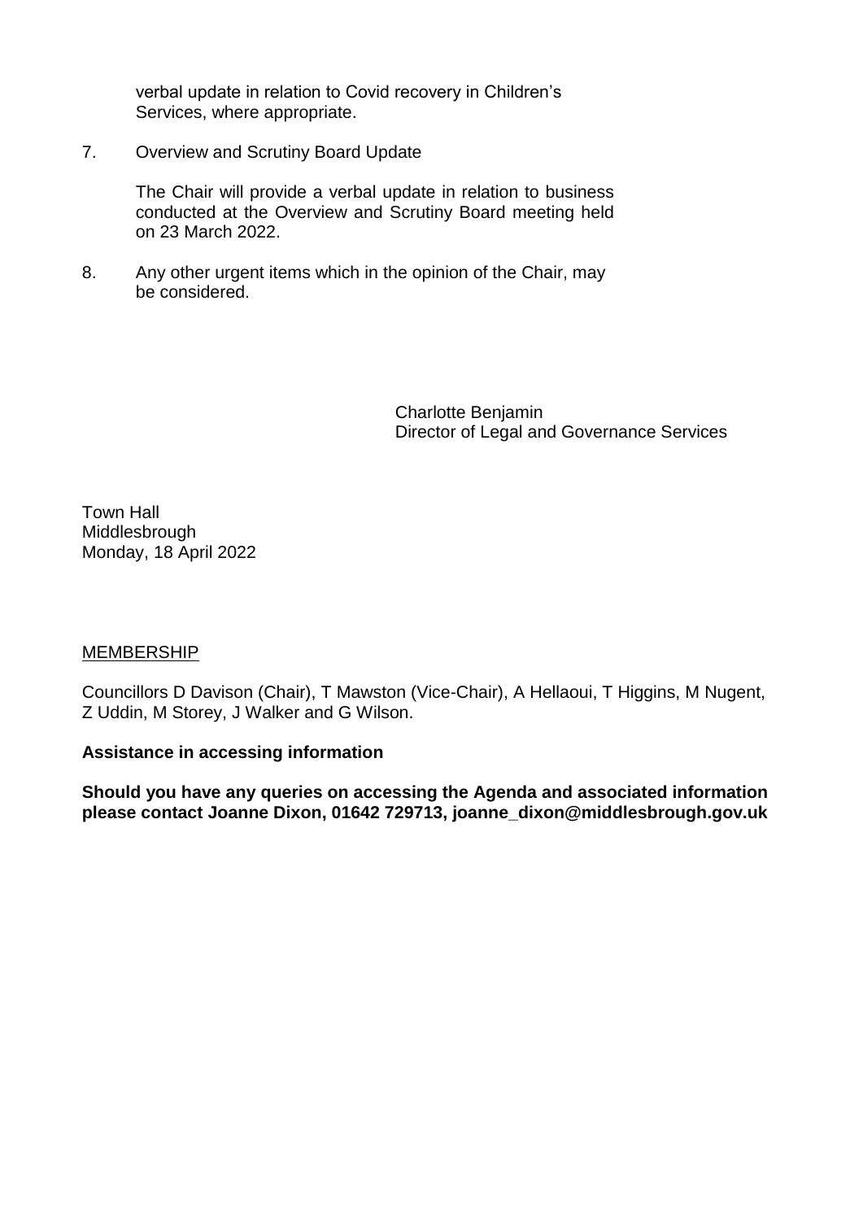verbal update in relation to Covid recovery in Children's Services, where appropriate.

7. Overview and Scrutiny Board Update

   The Chair will provide a verbal update in relation to business conducted at the Overview and Scrutiny Board meeting held on 23 March 2022.

8. Any other urgent items which in the opinion of the Chair, may be considered.

Charlotte Benjamin
Director of Legal and Governance Services

Town Hall
Middlesbrough
Monday, 18 April 2022

MEMBERSHIP

Councillors D Davison (Chair), T Mawston (Vice-Chair), A Hellaoui, T Higgins, M Nugent, Z Uddin, M Storey, J Walker and G Wilson.

**Assistance in accessing information**

**Should you have any queries on accessing the Agenda and associated information please contact Joanne Dixon, 01642 729713, joanne_dixon@middlesbrough.gov.uk**